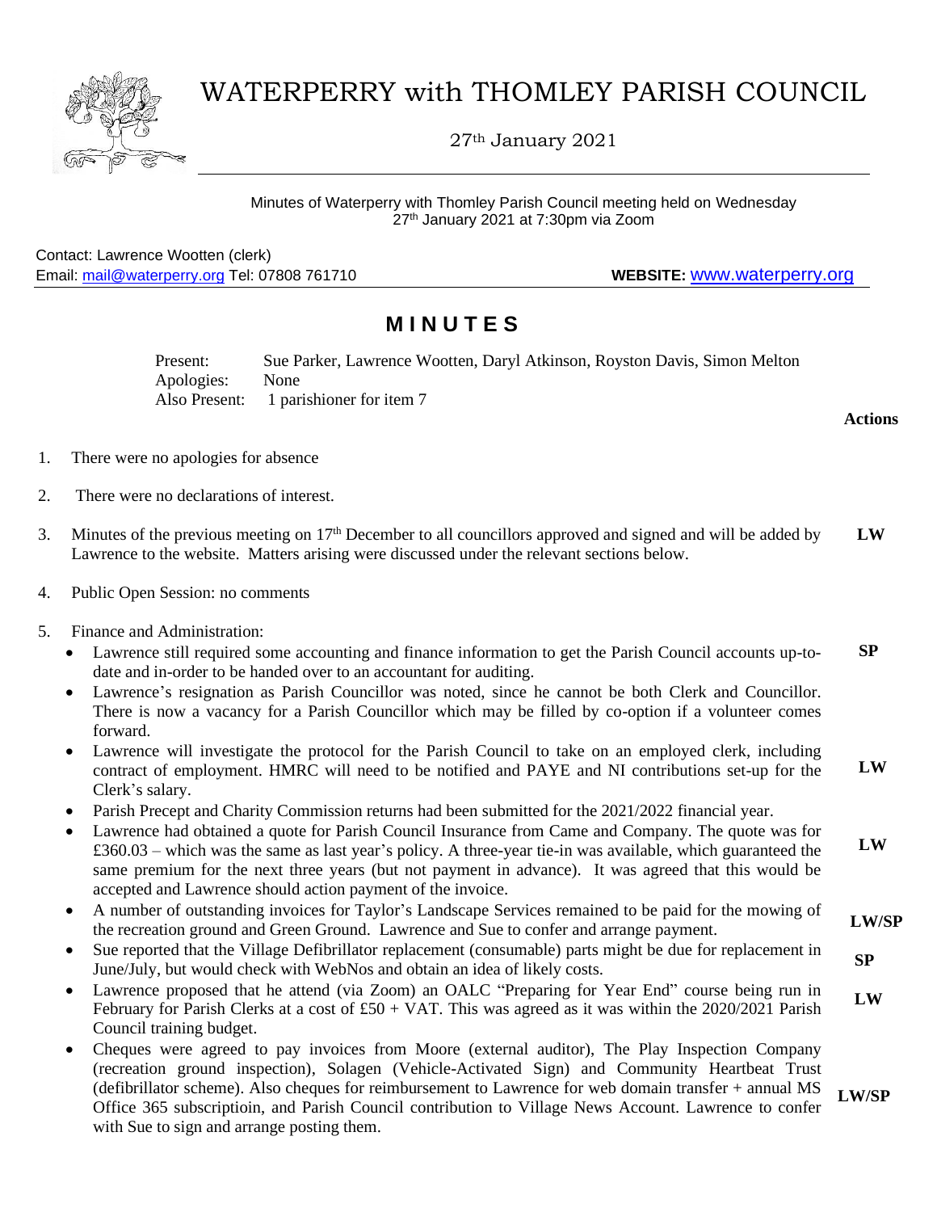# WATERPERRY with THOMLEY PARISH COUNCIL

27th January 2021

Minutes of Waterperry with Thomley Parish Council meeting held on Wednesday 27th January 2021 at 7:30pm via Zoom

Contact: Lawrence Wootten (clerk)
Email: mail@waterperry.org Tel: 07808 761710 **WEBSITE:** www.waterperry.org

## MINUTES

Present: Sue Parker, Lawrence Wootten, Daryl Atkinson, Royston Davis, Simon Melton
Apologies: None
Also Present: 1 parishioner for item 7

**Actions**

1. There were no apologies for absence

2. There were no declarations of interest.

3. Minutes of the previous meeting on 17th December to all councillors approved and signed and will be added by Lawrence to the website. Matters arising were discussed under the relevant sections below. **LW**

4. Public Open Session: no comments

5. Finance and Administration:
   - Lawrence still required some accounting and finance information to get the Parish Council accounts up-to-date and in-order to be handed over to an accountant for auditing. **SP**
   - Lawrence's resignation as Parish Councillor was noted, since he cannot be both Clerk and Councillor. There is now a vacancy for a Parish Councillor which may be filled by co-option if a volunteer comes forward.
   - Lawrence will investigate the protocol for the Parish Council to take on an employed clerk, including contract of employment. HMRC will need to be notified and PAYE and NI contributions set-up for the Clerk's salary. **LW**
   - Parish Precept and Charity Commission returns had been submitted for the 2021/2022 financial year.
   - Lawrence had obtained a quote for Parish Council Insurance from Came and Company. The quote was for £360.03 – which was the same as last year's policy. A three-year tie-in was available, which guaranteed the same premium for the next three years (but not payment in advance). It was agreed that this would be accepted and Lawrence should action payment of the invoice. **LW**
   - A number of outstanding invoices for Taylor's Landscape Services remained to be paid for the mowing of the recreation ground and Green Ground. Lawrence and Sue to confer and arrange payment. **LW/SP**
   - Sue reported that the Village Defibrillator replacement (consumable) parts might be due for replacement in June/July, but would check with WebNos and obtain an idea of likely costs. **SP**
   - Lawrence proposed that he attend (via Zoom) an OALC "Preparing for Year End" course being run in February for Parish Clerks at a cost of £50 + VAT. This was agreed as it was within the 2020/2021 Parish Council training budget. **LW**
   - Cheques were agreed to pay invoices from Moore (external auditor), The Play Inspection Company (recreation ground inspection), Solagen (Vehicle-Activated Sign) and Community Heartbeat Trust (defibrillator scheme). Also cheques for reimbursement to Lawrence for web domain transfer + annual MS Office 365 subscriptioin, and Parish Council contribution to Village News Account. Lawrence to confer with Sue to sign and arrange posting them. **LW/SP**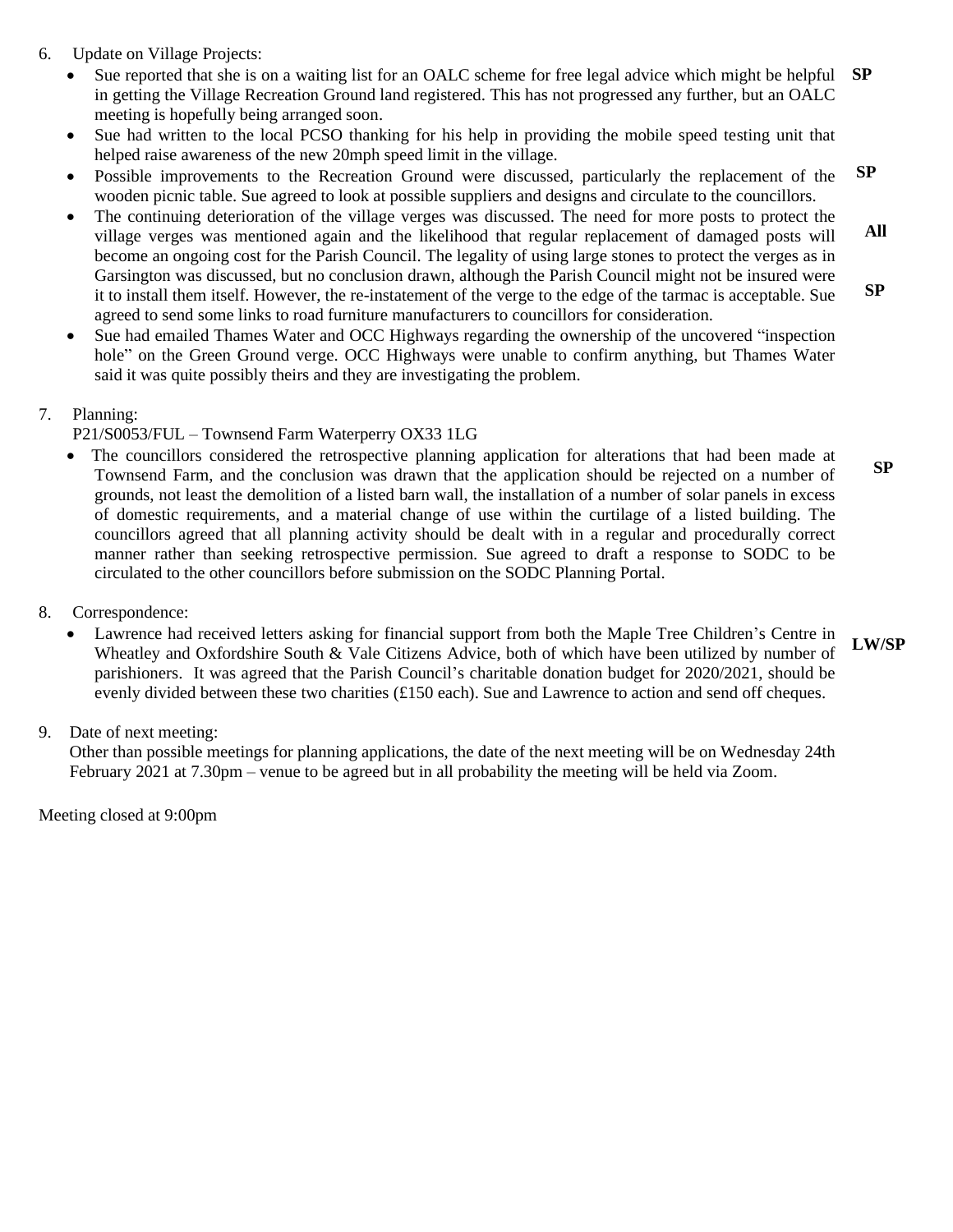6. Update on Village Projects:
   - Sue reported that she is on a waiting list for an OALC scheme for free legal advice which might be helpful in getting the Village Recreation Ground land registered. This has not progressed any further, but an OALC meeting is hopefully being arranged soon. **SP**
   - Sue had written to the local PCSO thanking for his help in providing the mobile speed testing unit that helped raise awareness of the new 20mph speed limit in the village.
   - Possible improvements to the Recreation Ground were discussed, particularly the replacement of the wooden picnic table. Sue agreed to look at possible suppliers and designs and circulate to the councillors. **SP**
   - The continuing deterioration of the village verges was discussed. The need for more posts to protect the village verges was mentioned again and the likelihood that regular replacement of damaged posts will become an ongoing cost for the Parish Council. The legality of using large stones to protect the verges as in Garsington was discussed, but no conclusion drawn, although the Parish Council might not be insured were it to install them itself. However, the re-instatement of the verge to the edge of the tarmac is acceptable. Sue agreed to send some links to road furniture manufacturers to councillors for consideration. **All** **SP**
   - Sue had emailed Thames Water and OCC Highways regarding the ownership of the uncovered "inspection hole" on the Green Ground verge. OCC Highways were unable to confirm anything, but Thames Water said it was quite possibly theirs and they are investigating the problem.

7. Planning:

   P21/S0053/FUL – Townsend Farm Waterperry OX33 1LG
   - The councillors considered the retrospective planning application for alterations that had been made at Townsend Farm, and the conclusion was drawn that the application should be rejected on a number of grounds, not least the demolition of a listed barn wall, the installation of a number of solar panels in excess of domestic requirements, and a material change of use within the curtilage of a listed building. The councillors agreed that all planning activity should be dealt with in a regular and procedurally correct manner rather than seeking retrospective permission. Sue agreed to draft a response to SODC to be circulated to the other councillors before submission on the SODC Planning Portal. **SP**

8. Correspondence:
   - Lawrence had received letters asking for financial support from both the Maple Tree Children's Centre in Wheatley and Oxfordshire South & Vale Citizens Advice, both of which have been utilized by number of parishioners. It was agreed that the Parish Council's charitable donation budget for 2020/2021, should be evenly divided between these two charities (£150 each). Sue and Lawrence to action and send off cheques. **LW/SP**

9. Date of next meeting:

   Other than possible meetings for planning applications, the date of the next meeting will be on Wednesday 24th February 2021 at 7.30pm – venue to be agreed but in all probability the meeting will be held via Zoom.

Meeting closed at 9:00pm